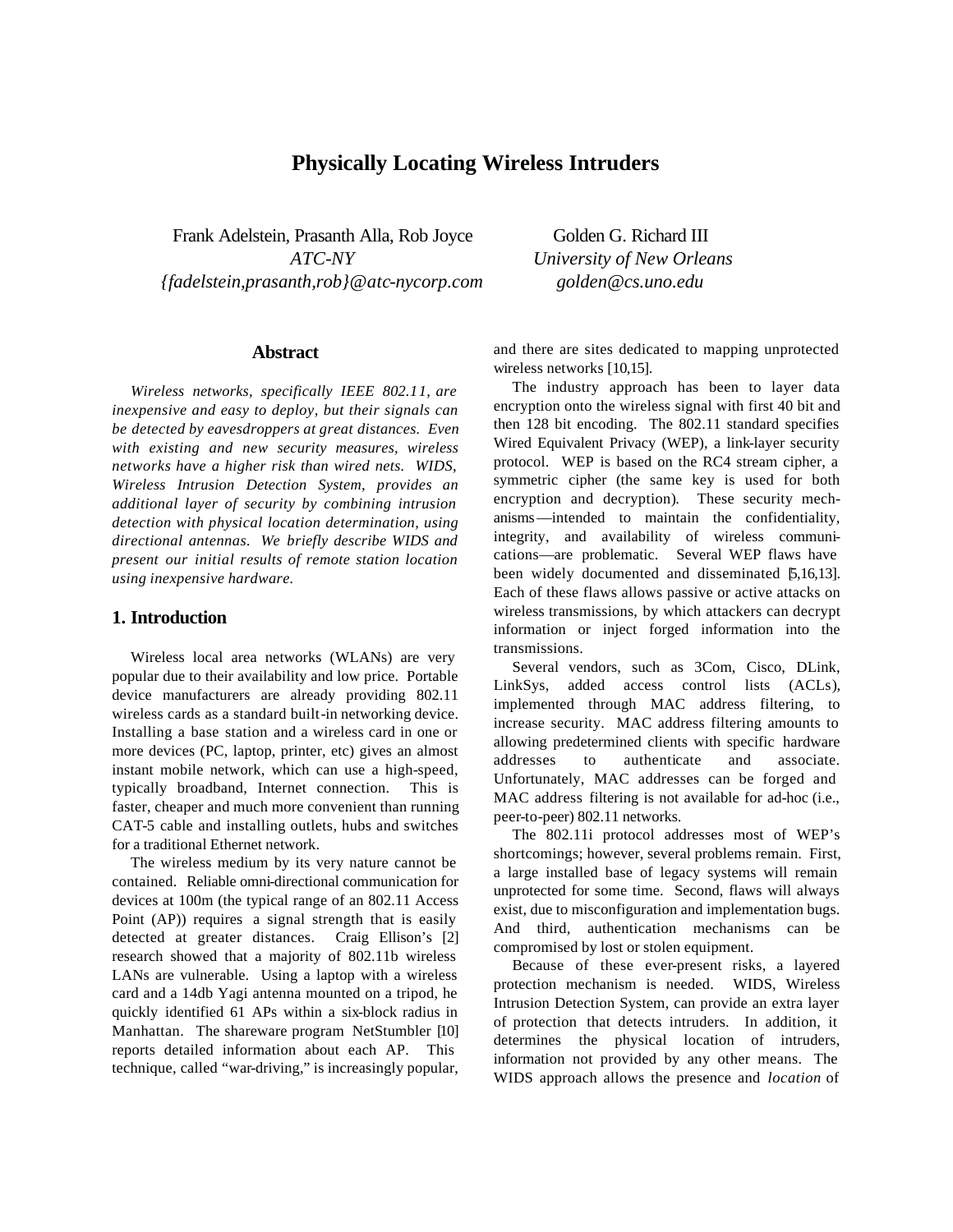# Physically Locating Wireless Intruders

Frank Adelstein, Prasanth Alla, Rob Joyce
*ATC-NY*
*{fadelstein,prasanth,rob}@atc-nycorp.com*

Golden G. Richard III
*University of New Orleans*
*golden@cs.uno.edu*

## Abstract

*Wireless networks, specifically IEEE 802.11, are inexpensive and easy to deploy, but their signals can be detected by eavesdroppers at great distances. Even with existing and new security measures, wireless networks have a higher risk than wired nets. WIDS, Wireless Intrusion Detection System, provides an additional layer of security by combining intrusion detection with physical location determination, using directional antennas. We briefly describe WIDS and present our initial results of remote station location using inexpensive hardware.*

## 1. Introduction

Wireless local area networks (WLANs) are very popular due to their availability and low price. Portable device manufacturers are already providing 802.11 wireless cards as a standard built-in networking device. Installing a base station and a wireless card in one or more devices (PC, laptop, printer, etc) gives an almost instant mobile network, which can use a high-speed, typically broadband, Internet connection. This is faster, cheaper and much more convenient than running CAT-5 cable and installing outlets, hubs and switches for a traditional Ethernet network.

The wireless medium by its very nature cannot be contained. Reliable omni-directional communication for devices at 100m (the typical range of an 802.11 Access Point (AP)) requires a signal strength that is easily detected at greater distances. Craig Ellison's [2] research showed that a majority of 802.11b wireless LANs are vulnerable. Using a laptop with a wireless card and a 14db Yagi antenna mounted on a tripod, he quickly identified 61 APs within a six-block radius in Manhattan. The shareware program NetStumbler [10] reports detailed information about each AP. This technique, called "war-driving," is increasingly popular, and there are sites dedicated to mapping unprotected wireless networks [10,15].

The industry approach has been to layer data encryption onto the wireless signal with first 40 bit and then 128 bit encoding. The 802.11 standard specifies Wired Equivalent Privacy (WEP), a link-layer security protocol. WEP is based on the RC4 stream cipher, a symmetric cipher (the same key is used for both encryption and decryption). These security mechanisms—intended to maintain the confidentiality, integrity, and availability of wireless communications—are problematic. Several WEP flaws have been widely documented and disseminated [5,16,13]. Each of these flaws allows passive or active attacks on wireless transmissions, by which attackers can decrypt information or inject forged information into the transmissions.

Several vendors, such as 3Com, Cisco, DLink, LinkSys, added access control lists (ACLs), implemented through MAC address filtering, to increase security. MAC address filtering amounts to allowing predetermined clients with specific hardware addresses to authenticate and associate. Unfortunately, MAC addresses can be forged and MAC address filtering is not available for ad-hoc (i.e., peer-to-peer) 802.11 networks.

The 802.11i protocol addresses most of WEP's shortcomings; however, several problems remain. First, a large installed base of legacy systems will remain unprotected for some time. Second, flaws will always exist, due to misconfiguration and implementation bugs. And third, authentication mechanisms can be compromised by lost or stolen equipment.

Because of these ever-present risks, a layered protection mechanism is needed. WIDS, Wireless Intrusion Detection System, can provide an extra layer of protection that detects intruders. In addition, it determines the physical location of intruders, information not provided by any other means. The WIDS approach allows the presence and *location* of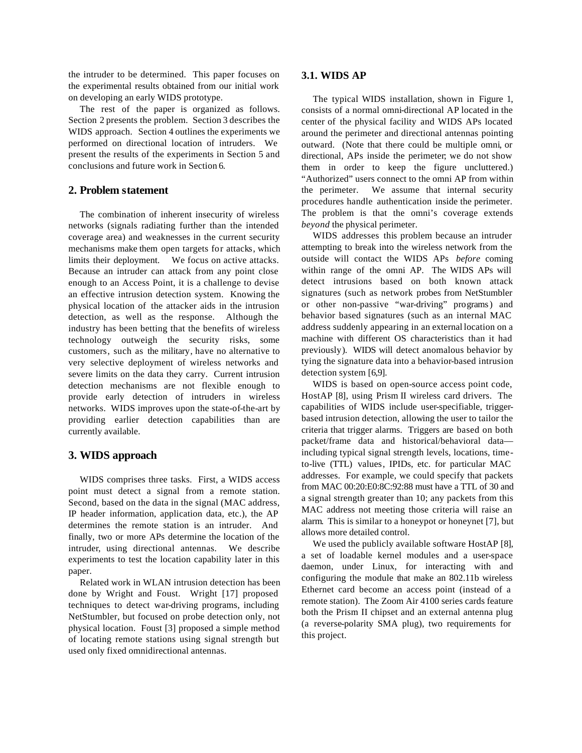the intruder to be determined. This paper focuses on the experimental results obtained from our initial work on developing an early WIDS prototype.

The rest of the paper is organized as follows. Section 2 presents the problem. Section 3 describes the WIDS approach. Section 4 outlines the experiments we performed on directional location of intruders. We present the results of the experiments in Section 5 and conclusions and future work in Section 6.

## 2. Problem statement

The combination of inherent insecurity of wireless networks (signals radiating further than the intended coverage area) and weaknesses in the current security mechanisms make them open targets for attacks, which limits their deployment. We focus on active attacks. Because an intruder can attack from any point close enough to an Access Point, it is a challenge to devise an effective intrusion detection system. Knowing the physical location of the attacker aids in the intrusion detection, as well as the response. Although the industry has been betting that the benefits of wireless technology outweigh the security risks, some customers, such as the military, have no alternative to very selective deployment of wireless networks and severe limits on the data they carry. Current intrusion detection mechanisms are not flexible enough to provide early detection of intruders in wireless networks. WIDS improves upon the state-of-the-art by providing earlier detection capabilities than are currently available.

## 3. WIDS approach

WIDS comprises three tasks. First, a WIDS access point must detect a signal from a remote station. Second, based on the data in the signal (MAC address, IP header information, application data, etc.), the AP determines the remote station is an intruder. And finally, two or more APs determine the location of the intruder, using directional antennas. We describe experiments to test the location capability later in this paper.

Related work in WLAN intrusion detection has been done by Wright and Foust. Wright [17] proposed techniques to detect war-driving programs, including NetStumbler, but focused on probe detection only, not physical location. Foust [3] proposed a simple method of locating remote stations using signal strength but used only fixed omnidirectional antennas.

### 3.1. WIDS AP

The typical WIDS installation, shown in Figure 1, consists of a normal omni-directional AP located in the center of the physical facility and WIDS APs located around the perimeter and directional antennas pointing outward. (Note that there could be multiple omni, or directional, APs inside the perimeter; we do not show them in order to keep the figure uncluttered.) "Authorized" users connect to the omni AP from within the perimeter. We assume that internal security procedures handle authentication inside the perimeter. The problem is that the omni's coverage extends *beyond* the physical perimeter.

WIDS addresses this problem because an intruder attempting to break into the wireless network from the outside will contact the WIDS APs *before* coming within range of the omni AP. The WIDS APs will detect intrusions based on both known attack signatures (such as network probes from NetStumbler or other non-passive "war-driving" programs) and behavior based signatures (such as an internal MAC address suddenly appearing in an external location on a machine with different OS characteristics than it had previously). WIDS will detect anomalous behavior by tying the signature data into a behavior-based intrusion detection system [6,9].

WIDS is based on open-source access point code, HostAP [8], using Prism II wireless card drivers. The capabilities of WIDS include user-specifiable, trigger-based intrusion detection, allowing the user to tailor the criteria that trigger alarms. Triggers are based on both packet/frame data and historical/behavioral data—including typical signal strength levels, locations, time-to-live (TTL) values, IPIDs, etc. for particular MAC addresses. For example, we could specify that packets from MAC 00:20:E0:8C:92:88 must have a TTL of 30 and a signal strength greater than 10; any packets from this MAC address not meeting those criteria will raise an alarm. This is similar to a honeypot or honeynet [7], but allows more detailed control.

We used the publicly available software HostAP [8], a set of loadable kernel modules and a user-space daemon, under Linux, for interacting with and configuring the module that make an 802.11b wireless Ethernet card become an access point (instead of a remote station). The Zoom Air 4100 series cards feature both the Prism II chipset and an external antenna plug (a reverse-polarity SMA plug), two requirements for this project.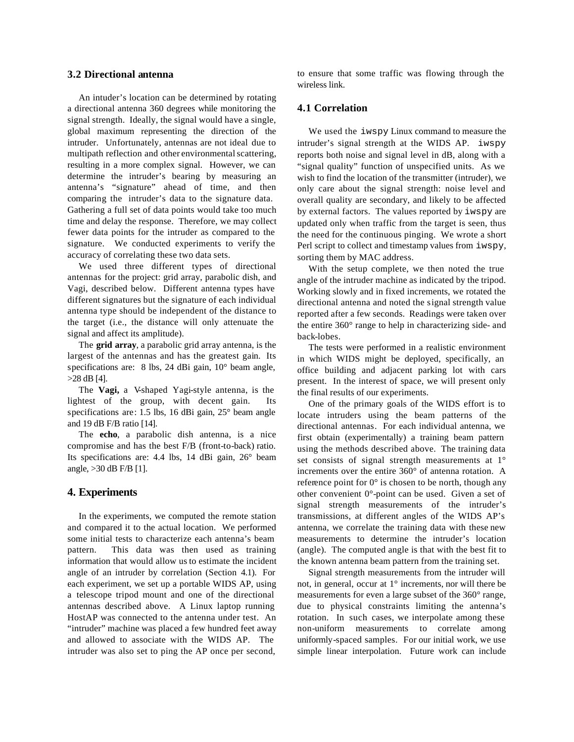### 3.2 Directional antenna

An intuder's location can be determined by rotating a directional antenna 360 degrees while monitoring the signal strength. Ideally, the signal would have a single, global maximum representing the direction of the intruder. Unfortunately, antennas are not ideal due to multipath reflection and other environmental scattering, resulting in a more complex signal. However, we can determine the intruder's bearing by measuring an antenna's "signature" ahead of time, and then comparing the intruder's data to the signature data. Gathering a full set of data points would take too much time and delay the response. Therefore, we may collect fewer data points for the intruder as compared to the signature. We conducted experiments to verify the accuracy of correlating these two data sets.

We used three different types of directional antennas for the project: grid array, parabolic dish, and Vagi, described below. Different antenna types have different signatures but the signature of each individual antenna type should be independent of the distance to the target (i.e., the distance will only attenuate the signal and affect its amplitude).

The **grid array**, a parabolic grid array antenna, is the largest of the antennas and has the greatest gain. Its specifications are: 8 lbs, 24 dBi gain, 10° beam angle, >28 dB [4].

The **Vagi,** a V-shaped Yagi-style antenna, is the lightest of the group, with decent gain. Its specifications are: 1.5 lbs, 16 dBi gain, 25° beam angle and 19 dB F/B ratio [14].

The **echo**, a parabolic dish antenna, is a nice compromise and has the best F/B (front-to-back) ratio. Its specifications are: 4.4 lbs, 14 dBi gain, 26° beam angle, >30 dB F/B [1].

## 4. Experiments

In the experiments, we computed the remote station and compared it to the actual location. We performed some initial tests to characterize each antenna's beam pattern. This data was then used as training information that would allow us to estimate the incident angle of an intruder by correlation (Section 4.1). For each experiment, we set up a portable WIDS AP, using a telescope tripod mount and one of the directional antennas described above. A Linux laptop running HostAP was connected to the antenna under test. An "intruder" machine was placed a few hundred feet away and allowed to associate with the WIDS AP. The intruder was also set to ping the AP once per second, to ensure that some traffic was flowing through the wireless link.

### 4.1 Correlation

We used the `iwspy` Linux command to measure the intruder's signal strength at the WIDS AP. `iwspy` reports both noise and signal level in dB, along with a "signal quality" function of unspecified units. As we wish to find the location of the transmitter (intruder), we only care about the signal strength: noise level and overall quality are secondary, and likely to be affected by external factors. The values reported by `iwspy` are updated only when traffic from the target is seen, thus the need for the continuous pinging. We wrote a short Perl script to collect and timestamp values from `iwspy`, sorting them by MAC address.

With the setup complete, we then noted the true angle of the intruder machine as indicated by the tripod. Working slowly and in fixed increments, we rotated the directional antenna and noted the signal strength value reported after a few seconds. Readings were taken over the entire 360° range to help in characterizing side- and back-lobes.

The tests were performed in a realistic environment in which WIDS might be deployed, specifically, an office building and adjacent parking lot with cars present. In the interest of space, we will present only the final results of our experiments.

One of the primary goals of the WIDS effort is to locate intruders using the beam patterns of the directional antennas. For each individual antenna, we first obtain (experimentally) a training beam pattern using the methods described above. The training data set consists of signal strength measurements at 1° increments over the entire 360° of antenna rotation. A reference point for 0° is chosen to be north, though any other convenient 0°-point can be used. Given a set of signal strength measurements of the intruder's transmissions, at different angles of the WIDS AP's antenna, we correlate the training data with these new measurements to determine the intruder's location (angle). The computed angle is that with the best fit to the known antenna beam pattern from the training set.

Signal strength measurements from the intruder will not, in general, occur at 1° increments, nor will there be measurements for even a large subset of the 360° range, due to physical constraints limiting the antenna's rotation. In such cases, we interpolate among these non-uniform measurements to correlate among uniformly-spaced samples. For our initial work, we use simple linear interpolation. Future work can include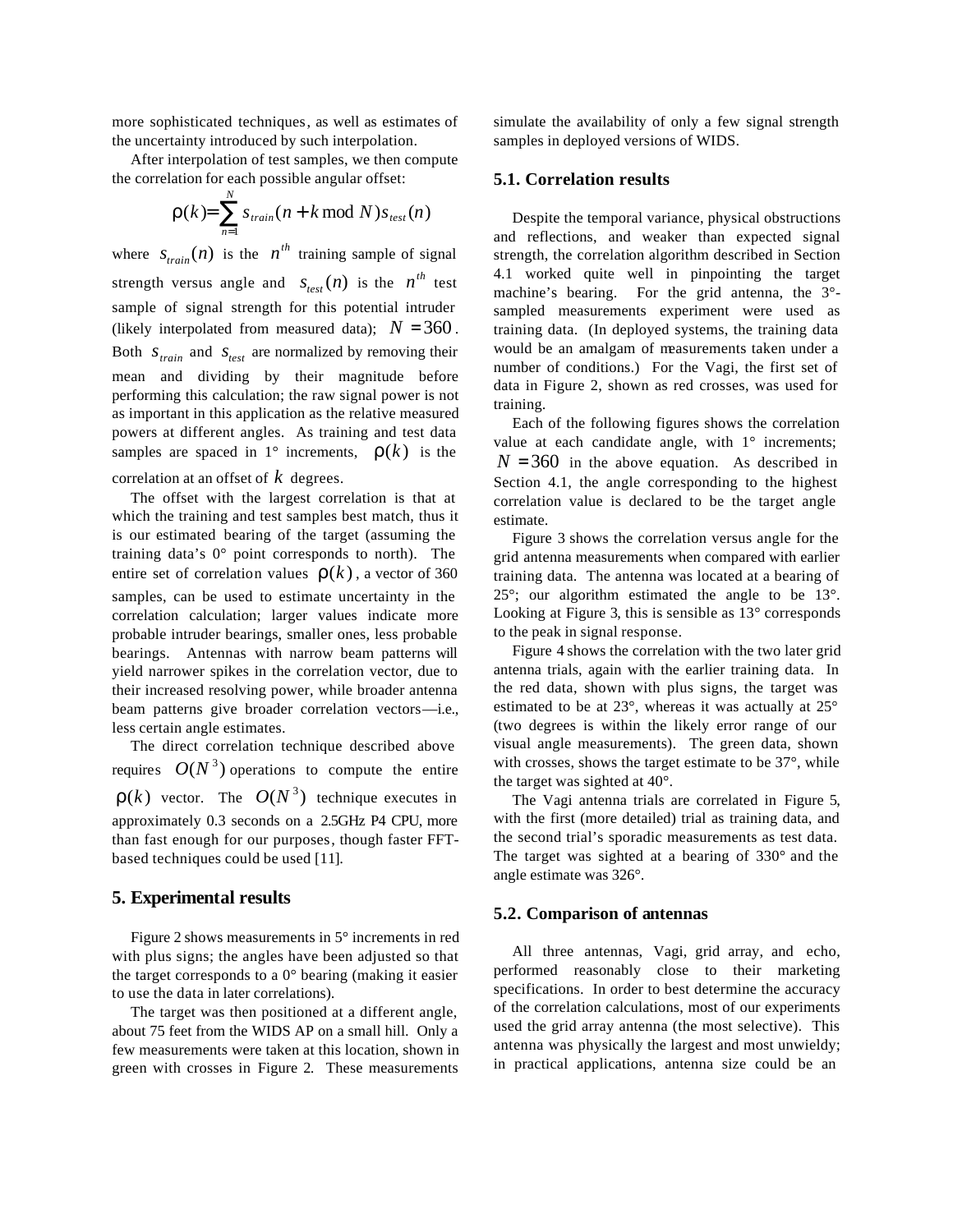more sophisticated techniques, as well as estimates of the uncertainty introduced by such interpolation.

After interpolation of test samples, we then compute the correlation for each possible angular offset:

$$\rho(k) = \sum_{n=1}^{N} s_{train}(n + k \bmod N) s_{test}(n)$$

where $s_{train}(n)$ is the $n^{th}$ training sample of signal strength versus angle and $s_{test}(n)$ is the $n^{th}$ test sample of signal strength for this potential intruder (likely interpolated from measured data); $N = 360$. Both $s_{train}$ and $s_{test}$ are normalized by removing their mean and dividing by their magnitude before performing this calculation; the raw signal power is not as important in this application as the relative measured powers at different angles. As training and test data samples are spaced in 1° increments, $\rho(k)$ is the correlation at an offset of $k$ degrees.

The offset with the largest correlation is that at which the training and test samples best match, thus it is our estimated bearing of the target (assuming the training data's 0° point corresponds to north). The entire set of correlation values $\rho(k)$, a vector of 360 samples, can be used to estimate uncertainty in the correlation calculation; larger values indicate more probable intruder bearings, smaller ones, less probable bearings. Antennas with narrow beam patterns will yield narrower spikes in the correlation vector, due to their increased resolving power, while broader antenna beam patterns give broader correlation vectors—i.e., less certain angle estimates.

The direct correlation technique described above requires $O(N^3)$ operations to compute the entire $\rho(k)$ vector. The $O(N^3)$ technique executes in approximately 0.3 seconds on a 2.5GHz P4 CPU, more than fast enough for our purposes, though faster FFT-based techniques could be used [11].

## 5. Experimental results

Figure 2 shows measurements in 5° increments in red with plus signs; the angles have been adjusted so that the target corresponds to a 0° bearing (making it easier to use the data in later correlations).

The target was then positioned at a different angle, about 75 feet from the WIDS AP on a small hill. Only a few measurements were taken at this location, shown in green with crosses in Figure 2. These measurements simulate the availability of only a few signal strength samples in deployed versions of WIDS.

### 5.1. Correlation results

Despite the temporal variance, physical obstructions and reflections, and weaker than expected signal strength, the correlation algorithm described in Section 4.1 worked quite well in pinpointing the target machine's bearing. For the grid antenna, the 3°-sampled measurements experiment were used as training data. (In deployed systems, the training data would be an amalgam of measurements taken under a number of conditions.) For the Vagi, the first set of data in Figure 2, shown as red crosses, was used for training.

Each of the following figures shows the correlation value at each candidate angle, with 1° increments; $N = 360$ in the above equation. As described in Section 4.1, the angle corresponding to the highest correlation value is declared to be the target angle estimate.

Figure 3 shows the correlation versus angle for the grid antenna measurements when compared with earlier training data. The antenna was located at a bearing of 25°; our algorithm estimated the angle to be 13°. Looking at Figure 3, this is sensible as 13° corresponds to the peak in signal response.

Figure 4 shows the correlation with the two later grid antenna trials, again with the earlier training data. In the red data, shown with plus signs, the target was estimated to be at 23°, whereas it was actually at 25° (two degrees is within the likely error range of our visual angle measurements). The green data, shown with crosses, shows the target estimate to be 37°, while the target was sighted at 40°.

The Vagi antenna trials are correlated in Figure 5, with the first (more detailed) trial as training data, and the second trial's sporadic measurements as test data. The target was sighted at a bearing of 330° and the angle estimate was 326°.

### 5.2. Comparison of antennas

All three antennas, Vagi, grid array, and echo, performed reasonably close to their marketing specifications. In order to best determine the accuracy of the correlation calculations, most of our experiments used the grid array antenna (the most selective). This antenna was physically the largest and most unwieldy; in practical applications, antenna size could be an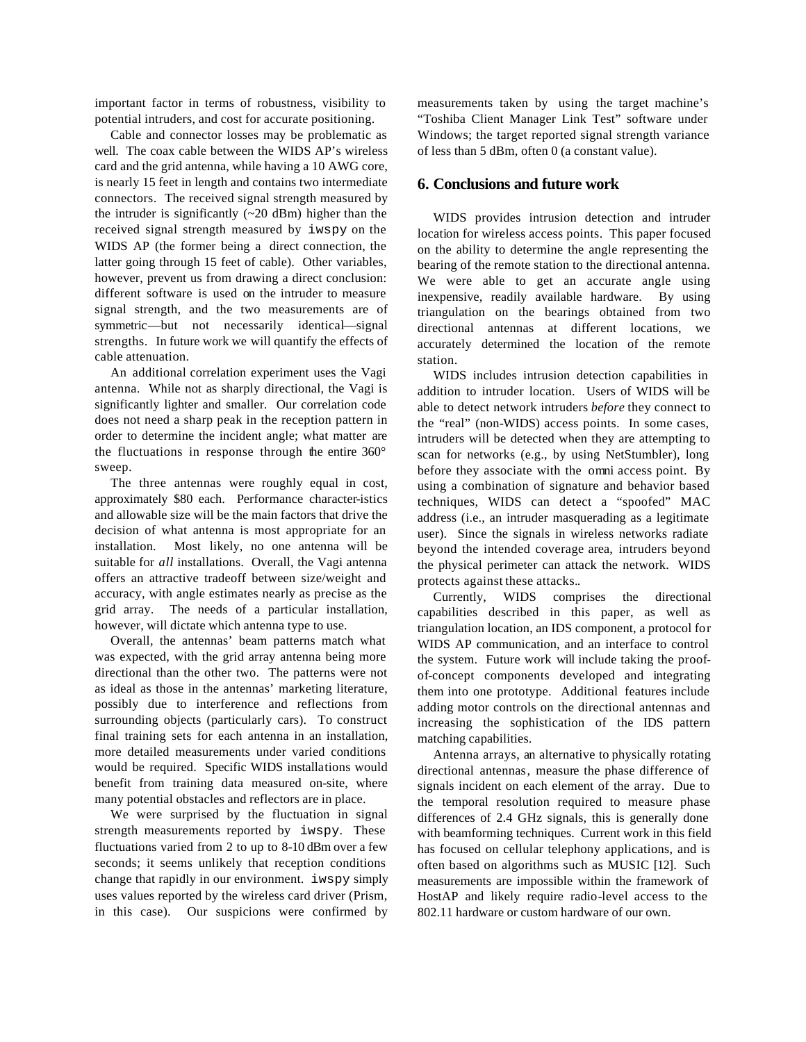important factor in terms of robustness, visibility to potential intruders, and cost for accurate positioning.

Cable and connector losses may be problematic as well. The coax cable between the WIDS AP's wireless card and the grid antenna, while having a 10 AWG core, is nearly 15 feet in length and contains two intermediate connectors. The received signal strength measured by the intruder is significantly (~20 dBm) higher than the received signal strength measured by `iwspy` on the WIDS AP (the former being a direct connection, the latter going through 15 feet of cable). Other variables, however, prevent us from drawing a direct conclusion: different software is used on the intruder to measure signal strength, and the two measurements are of symmetric—but not necessarily identical—signal strengths. In future work we will quantify the effects of cable attenuation.

An additional correlation experiment uses the Vagi antenna. While not as sharply directional, the Vagi is significantly lighter and smaller. Our correlation code does not need a sharp peak in the reception pattern in order to determine the incident angle; what matter are the fluctuations in response through the entire 360° sweep.

The three antennas were roughly equal in cost, approximately $80 each. Performance character-istics and allowable size will be the main factors that drive the decision of what antenna is most appropriate for an installation. Most likely, no one antenna will be suitable for *all* installations. Overall, the Vagi antenna offers an attractive tradeoff between size/weight and accuracy, with angle estimates nearly as precise as the grid array. The needs of a particular installation, however, will dictate which antenna type to use.

Overall, the antennas' beam patterns match what was expected, with the grid array antenna being more directional than the other two. The patterns were not as ideal as those in the antennas' marketing literature, possibly due to interference and reflections from surrounding objects (particularly cars). To construct final training sets for each antenna in an installation, more detailed measurements under varied conditions would be required. Specific WIDS installations would benefit from training data measured on-site, where many potential obstacles and reflectors are in place.

We were surprised by the fluctuation in signal strength measurements reported by `iwspy`. These fluctuations varied from 2 to up to 8-10 dBm over a few seconds; it seems unlikely that reception conditions change that rapidly in our environment. `iwspy` simply uses values reported by the wireless card driver (Prism, in this case). Our suspicions were confirmed by measurements taken by using the target machine's "Toshiba Client Manager Link Test" software under Windows; the target reported signal strength variance of less than 5 dBm, often 0 (a constant value).

## 6. Conclusions and future work

WIDS provides intrusion detection and intruder location for wireless access points. This paper focused on the ability to determine the angle representing the bearing of the remote station to the directional antenna. We were able to get an accurate angle using inexpensive, readily available hardware. By using triangulation on the bearings obtained from two directional antennas at different locations, we accurately determined the location of the remote station.

WIDS includes intrusion detection capabilities in addition to intruder location. Users of WIDS will be able to detect network intruders *before* they connect to the "real" (non-WIDS) access points. In some cases, intruders will be detected when they are attempting to scan for networks (e.g., by using NetStumbler), long before they associate with the omni access point. By using a combination of signature and behavior based techniques, WIDS can detect a "spoofed" MAC address (i.e., an intruder masquerading as a legitimate user). Since the signals in wireless networks radiate beyond the intended coverage area, intruders beyond the physical perimeter can attack the network. WIDS protects against these attacks..

Currently, WIDS comprises the directional capabilities described in this paper, as well as triangulation location, an IDS component, a protocol for WIDS AP communication, and an interface to control the system. Future work will include taking the proof-of-concept components developed and integrating them into one prototype. Additional features include adding motor controls on the directional antennas and increasing the sophistication of the IDS pattern matching capabilities.

Antenna arrays, an alternative to physically rotating directional antennas, measure the phase difference of signals incident on each element of the array. Due to the temporal resolution required to measure phase differences of 2.4 GHz signals, this is generally done with beamforming techniques. Current work in this field has focused on cellular telephony applications, and is often based on algorithms such as MUSIC [12]. Such measurements are impossible within the framework of HostAP and likely require radio-level access to the 802.11 hardware or custom hardware of our own.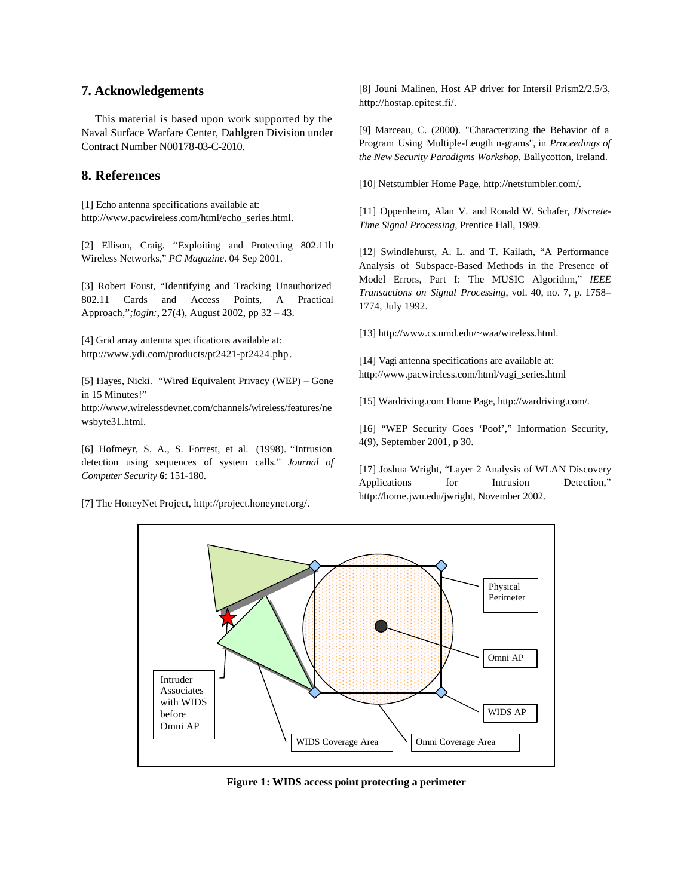## 7. Acknowledgements

This material is based upon work supported by the Naval Surface Warfare Center, Dahlgren Division under Contract Number N00178-03-C-2010.

## 8. References

[1] Echo antenna specifications available at: http://www.pacwireless.com/html/echo_series.html.

[2] Ellison, Craig. "Exploiting and Protecting 802.11b Wireless Networks," *PC Magazine*. 04 Sep 2001.

[3] Robert Foust, "Identifying and Tracking Unauthorized 802.11 Cards and Access Points, A Practical Approach,"*;login:*, 27(4), August 2002, pp 32 – 43.

[4] Grid array antenna specifications available at: http://www.ydi.com/products/pt2421-pt2424.php.

[5] Hayes, Nicki. "Wired Equivalent Privacy (WEP) – Gone in 15 Minutes!" http://www.wirelessdevnet.com/channels/wireless/features/newsbyte31.html.

[6] Hofmeyr, S. A., S. Forrest, et al. (1998). "Intrusion detection using sequences of system calls." *Journal of Computer Security* **6**: 151-180.

[7] The HoneyNet Project, http://project.honeynet.org/.

[8] Jouni Malinen, Host AP driver for Intersil Prism2/2.5/3, http://hostap.epitest.fi/.

[9] Marceau, C. (2000). "Characterizing the Behavior of a Program Using Multiple-Length n-grams", in *Proceedings of the New Security Paradigms Workshop*, Ballycotton, Ireland.

[10] Netstumbler Home Page, http://netstumbler.com/.

[11] Oppenheim, Alan V. and Ronald W. Schafer, *Discrete-Time Signal Processing*, Prentice Hall, 1989.

[12] Swindlehurst, A. L. and T. Kailath, "A Performance Analysis of Subspace-Based Methods in the Presence of Model Errors, Part I: The MUSIC Algorithm," *IEEE Transactions on Signal Processing*, vol. 40, no. 7, p. 1758–1774, July 1992.

[13] http://www.cs.umd.edu/~waa/wireless.html.

[14] Vagi antenna specifications are available at: http://www.pacwireless.com/html/vagi_series.html

[15] Wardriving.com Home Page, http://wardriving.com/.

[16] "WEP Security Goes 'Poof'," Information Security, 4(9), September 2001, p 30.

[17] Joshua Wright, "Layer 2 Analysis of WLAN Discovery Applications for Intrusion Detection," http://home.jwu.edu/jwright, November 2002.

**Figure 1: WIDS access point protecting a perimeter**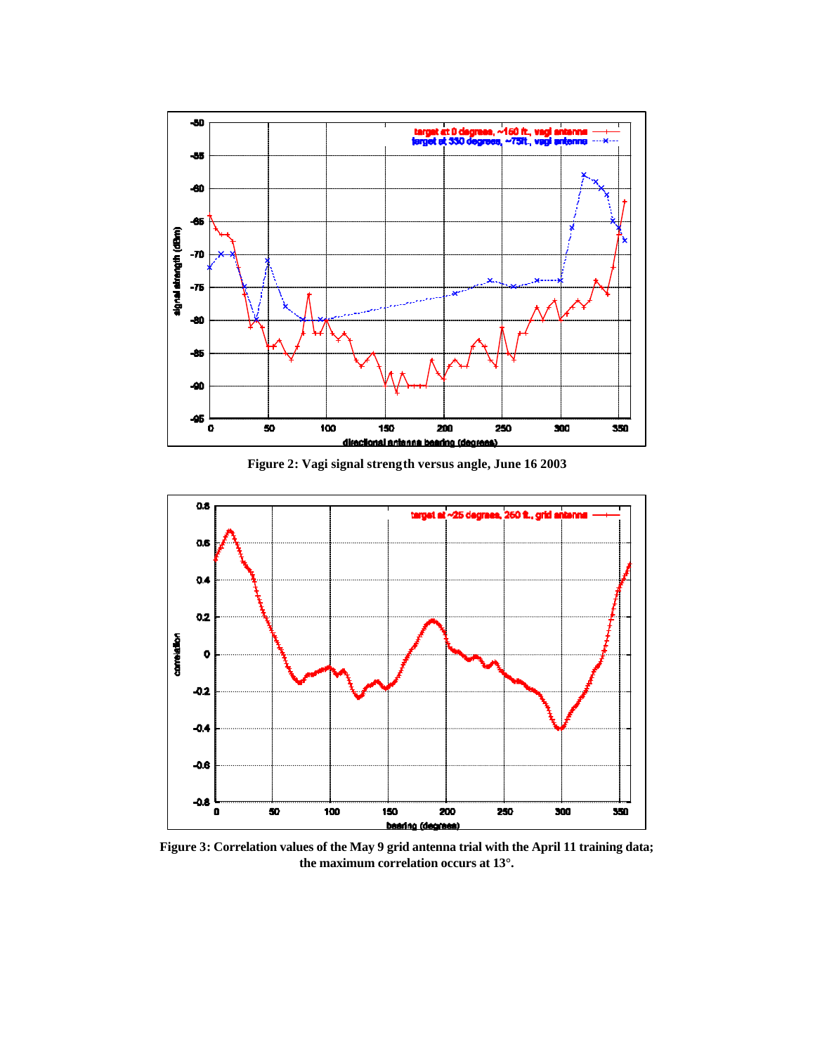**Figure 2: Vagi signal strength versus angle, June 16 2003**

**Figure 3: Correlation values of the May 9 grid antenna trial with the April 11 training data; the maximum correlation occurs at 13°.**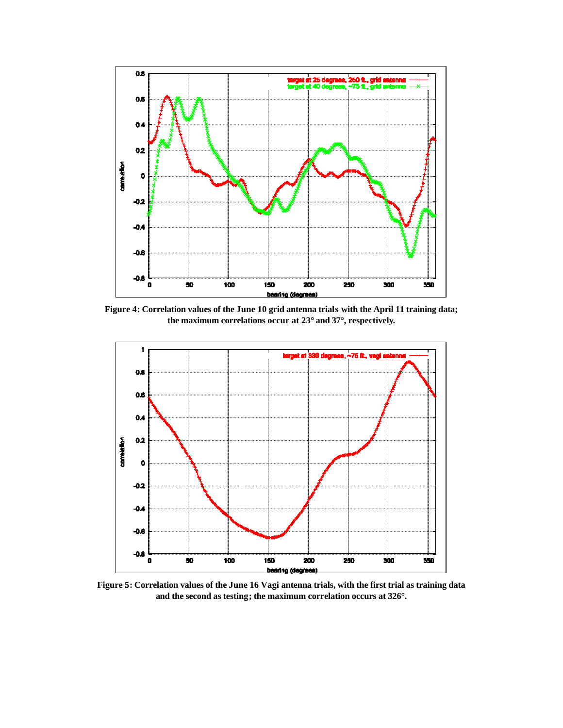target at 25 degrees, 260 ft., grid antenna
target at 40 degrees, ~75 ft., grid antenna

0.8
0.6
0.4
0.2
0
-0.2
-0.4
-0.6
-0.8

correlation

0 50 100 150 200 250 300 350

bearing (degrees)

**Figure 4: Correlation values of the June 10 grid antenna trials with the April 11 training data; the maximum correlations occur at 23° and 37°, respectively.**

target at 330 degrees, ~75 ft., vagi antenna

1
0.8
0.6
0.4
0.2
0
-0.2
-0.4
-0.6
-0.8

correlation

0 50 100 150 200 250 300 350

bearing (degrees)

**Figure 5: Correlation values of the June 16 Vagi antenna trials, with the first trial as training data and the second as testing; the maximum correlation occurs at 326°.**